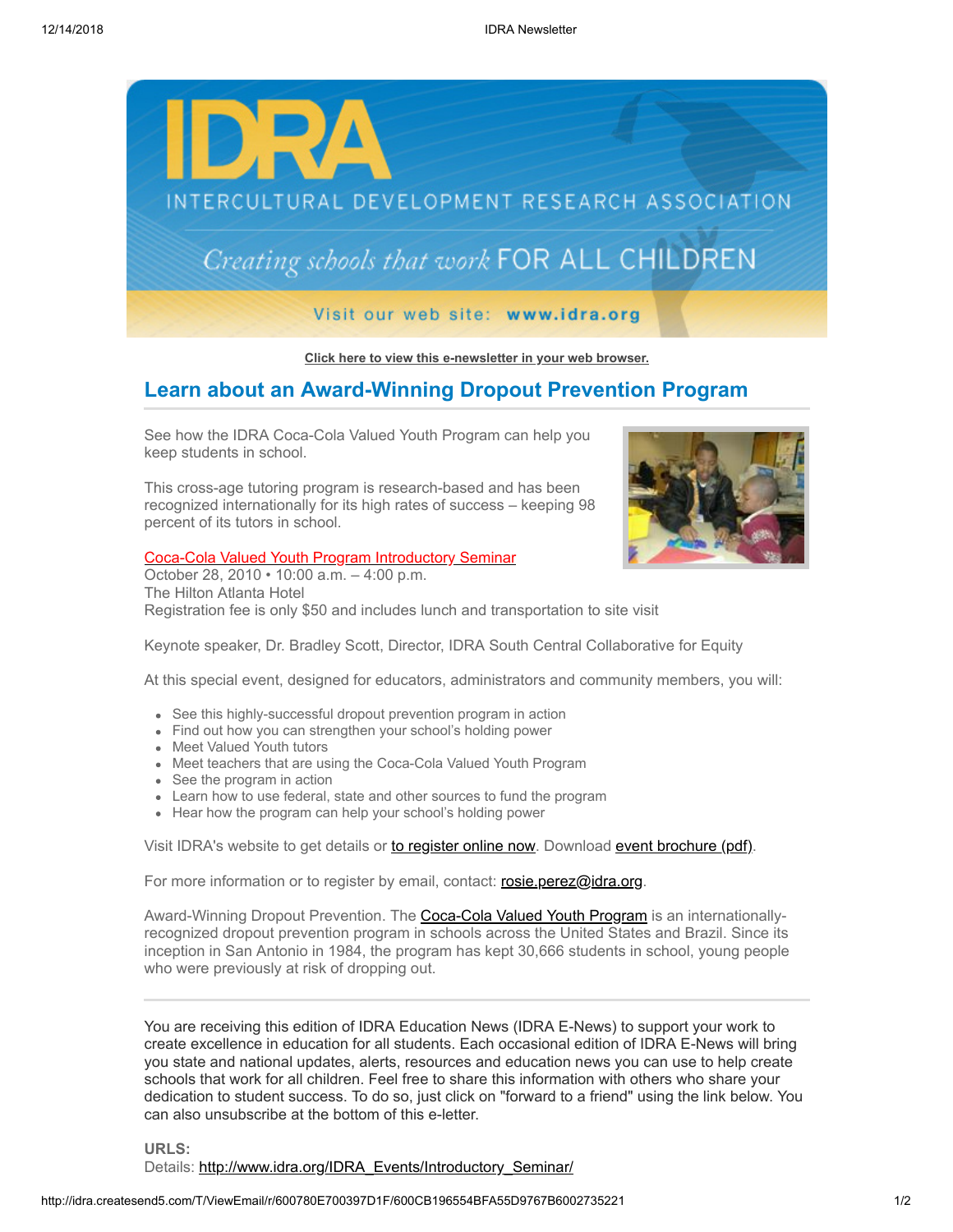Click here to view this e-newsletter in your web browser.

## Learn about an Award-Winning Dropout Prevention Program

See how the IDRA Coca-Cola Valued Youth Program can help you keep students in school.

This cross-age tutoring program is research-based and has been recognized internationally for its high rates of success – keeping 98 percent of its tutors in school.

Coca-Cola Valued Youth Program Introductory Seminar
October 28, 2010 • 10:00 a.m. – 4:00 p.m.
The Hilton Atlanta Hotel
Registration fee is only $50 and includes lunch and transportation to site visit

Keynote speaker, Dr. Bradley Scott, Director, IDRA South Central Collaborative for Equity

At this special event, designed for educators, administrators and community members, you will:

- See this highly-successful dropout prevention program in action
- Find out how you can strengthen your school's holding power
- Meet Valued Youth tutors
- Meet teachers that are using the Coca-Cola Valued Youth Program
- See the program in action
- Learn how to use federal, state and other sources to fund the program
- Hear how the program can help your school's holding power

Visit IDRA's website to get details or to register online now. Download event brochure (pdf).

For more information or to register by email, contact: rosie.perez@idra.org.

Award-Winning Dropout Prevention. The Coca-Cola Valued Youth Program is an internationally-recognized dropout prevention program in schools across the United States and Brazil. Since its inception in San Antonio in 1984, the program has kept 30,666 students in school, young people who were previously at risk of dropping out.

---

You are receiving this edition of IDRA Education News (IDRA E-News) to support your work to create excellence in education for all students. Each occasional edition of IDRA E-News will bring you state and national updates, alerts, resources and education news you can use to help create schools that work for all children. Feel free to share this information with others who share your dedication to student success. To do so, just click on "forward to a friend" using the link below. You can also unsubscribe at the bottom of this e-letter.

**URLS:**
Details: http://www.idra.org/IDRA_Events/Introductory_Seminar/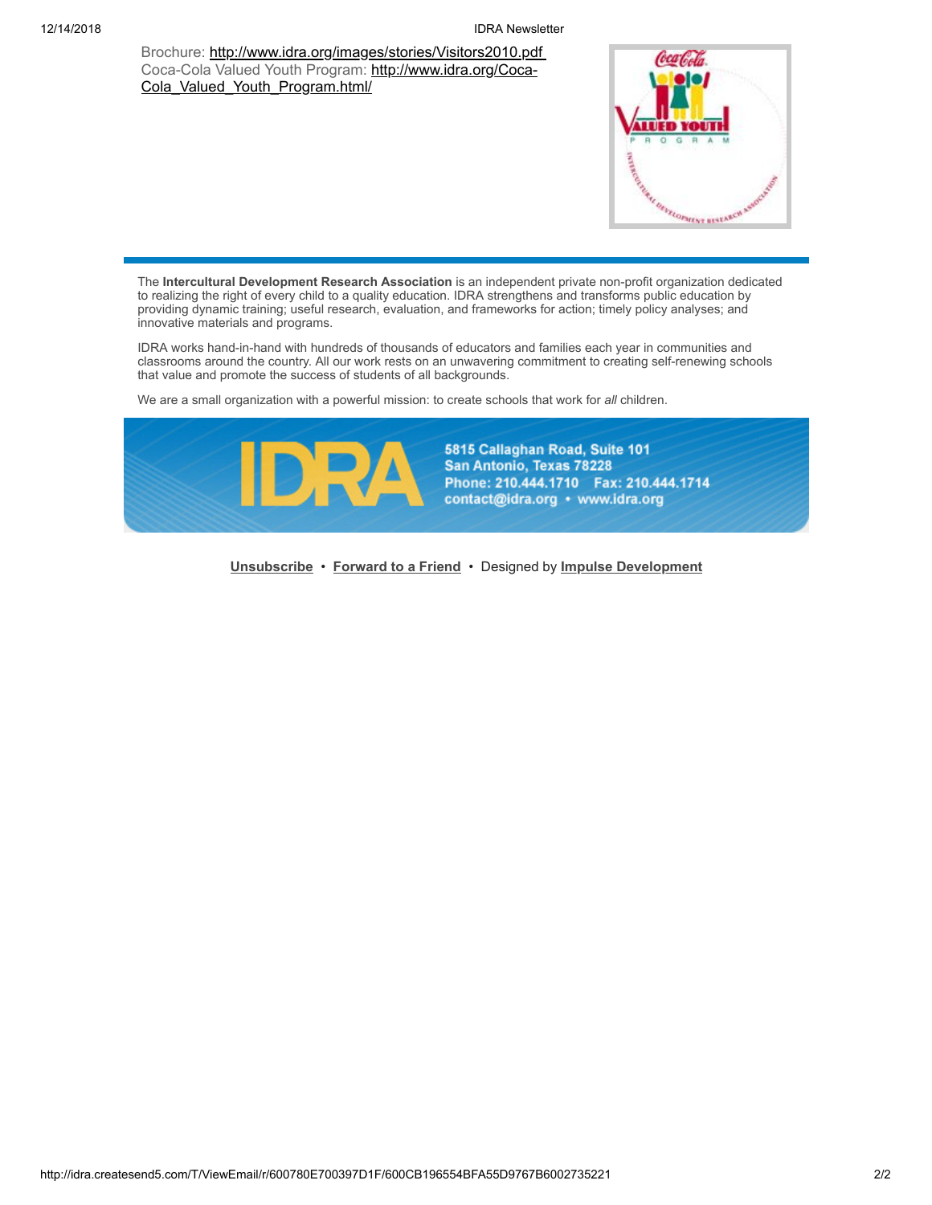Brochure: http://www.idra.org/images/stories/Visitors2010.pdf
Coca-Cola Valued Youth Program: http://www.idra.org/Coca-Cola_Valued_Youth_Program.html/

The **Intercultural Development Research Association** is an independent private non-profit organization dedicated to realizing the right of every child to a quality education. IDRA strengthens and transforms public education by providing dynamic training; useful research, evaluation, and frameworks for action; timely policy analyses; and innovative materials and programs.

IDRA works hand-in-hand with hundreds of thousands of educators and families each year in communities and classrooms around the country. All our work rests on an unwavering commitment to creating self-renewing schools that value and promote the success of students of all backgrounds.

We are a small organization with a powerful mission: to create schools that work for *all* children.

IDRA
5815 Callaghan Road, Suite 101
San Antonio, Texas 78228
Phone: 210.444.1710 Fax: 210.444.1714
contact@idra.org • www.idra.org

**Unsubscribe** • **Forward to a Friend** • Designed by **Impulse Development**